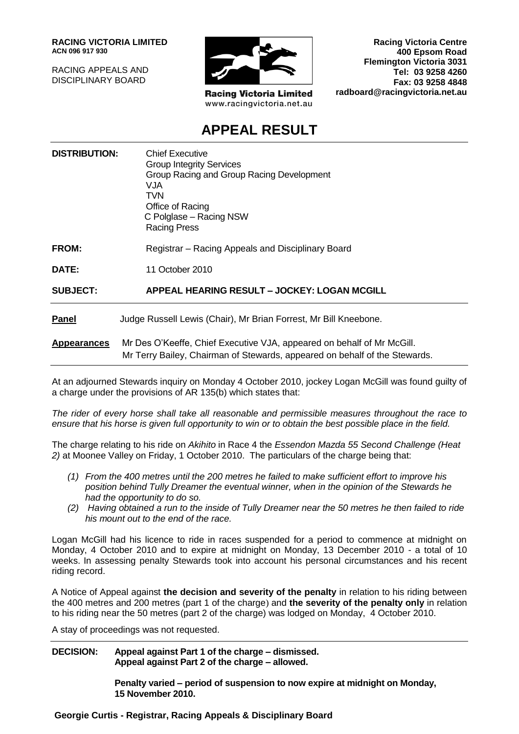**RACING VICTORIA LIMITED**
**ACN 096 917 930**

RACING APPEALS AND DISCIPLINARY BOARD

Racing Victoria Limited
www.racingvictoria.net.au

**Racing Victoria Centre**
**400 Epsom Road**
**Flemington Victoria 3031**
**Tel: 03 9258 4260**
**Fax: 03 9258 4848**
**radboard@racingvictoria.net.au**

# APPEAL RESULT

**DISTRIBUTION:** Chief Executive
Group Integrity Services
Group Racing and Group Racing Development
VJA
TVN
Office of Racing
C Polglase – Racing NSW
Racing Press

**FROM:** Registrar – Racing Appeals and Disciplinary Board

**DATE:** 11 October 2010

**SUBJECT:** **APPEAL HEARING RESULT – JOCKEY: LOGAN MCGILL**

**Panel** Judge Russell Lewis (Chair), Mr Brian Forrest, Mr Bill Kneebone.

**Appearances** Mr Des O'Keeffe, Chief Executive VJA, appeared on behalf of Mr McGill.
Mr Terry Bailey, Chairman of Stewards, appeared on behalf of the Stewards.

At an adjourned Stewards inquiry on Monday 4 October 2010, jockey Logan McGill was found guilty of a charge under the provisions of AR 135(b) which states that:

*The rider of every horse shall take all reasonable and permissible measures throughout the race to ensure that his horse is given full opportunity to win or to obtain the best possible place in the field.*

The charge relating to his ride on *Akihito* in Race 4 the *Essendon Mazda 55 Second Challenge (Heat 2)* at Moonee Valley on Friday, 1 October 2010. The particulars of the charge being that:

*(1) From the 400 metres until the 200 metres he failed to make sufficient effort to improve his position behind Tully Dreamer the eventual winner, when in the opinion of the Stewards he had the opportunity to do so.*

*(2) Having obtained a run to the inside of Tully Dreamer near the 50 metres he then failed to ride his mount out to the end of the race.*

Logan McGill had his licence to ride in races suspended for a period to commence at midnight on Monday, 4 October 2010 and to expire at midnight on Monday, 13 December 2010 - a total of 10 weeks. In assessing penalty Stewards took into account his personal circumstances and his recent riding record.

A Notice of Appeal against **the decision and severity of the penalty** in relation to his riding between the 400 metres and 200 metres (part 1 of the charge) and **the severity of the penalty only** in relation to his riding near the 50 metres (part 2 of the charge) was lodged on Monday, 4 October 2010.

A stay of proceedings was not requested.

**DECISION:** **Appeal against Part 1 of the charge – dismissed.**
**Appeal against Part 2 of the charge – allowed.**

**Penalty varied – period of suspension to now expire at midnight on Monday, 15 November 2010.**

**Georgie Curtis - Registrar, Racing Appeals & Disciplinary Board**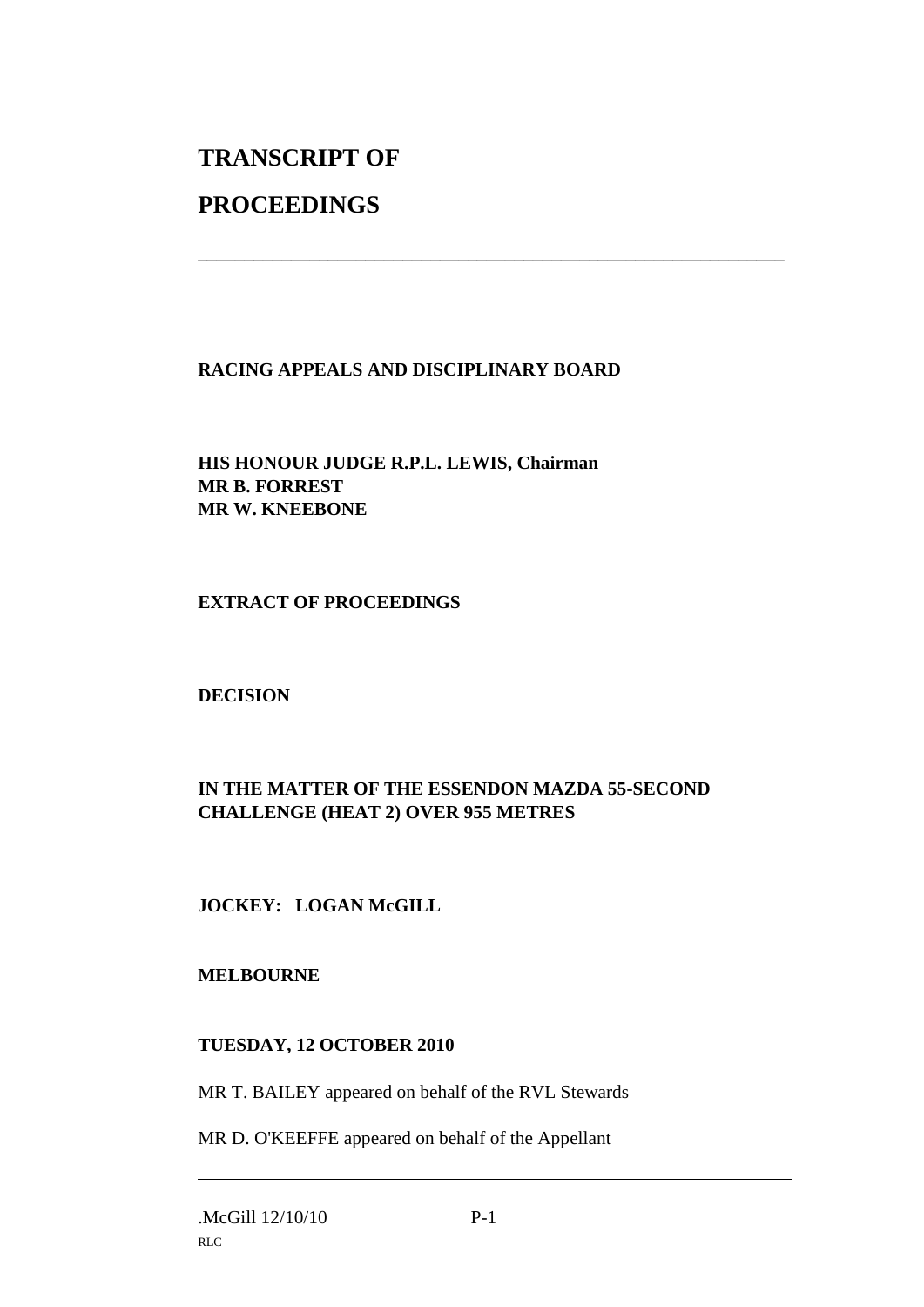# TRANSCRIPT OF

# PROCEEDINGS

---

**RACING APPEALS AND DISCIPLINARY BOARD**

**HIS HONOUR JUDGE R.P.L. LEWIS, Chairman**
**MR B. FORREST**
**MR W. KNEEBONE**

**EXTRACT OF PROCEEDINGS**

**DECISION**

**IN THE MATTER OF THE ESSENDON MAZDA 55-SECOND CHALLENGE (HEAT 2) OVER 955 METRES**

**JOCKEY: LOGAN McGILL**

**MELBOURNE**

**TUESDAY, 12 OCTOBER 2010**

MR T. BAILEY appeared on behalf of the RVL Stewards

MR D. O'KEEFFE appeared on behalf of the Appellant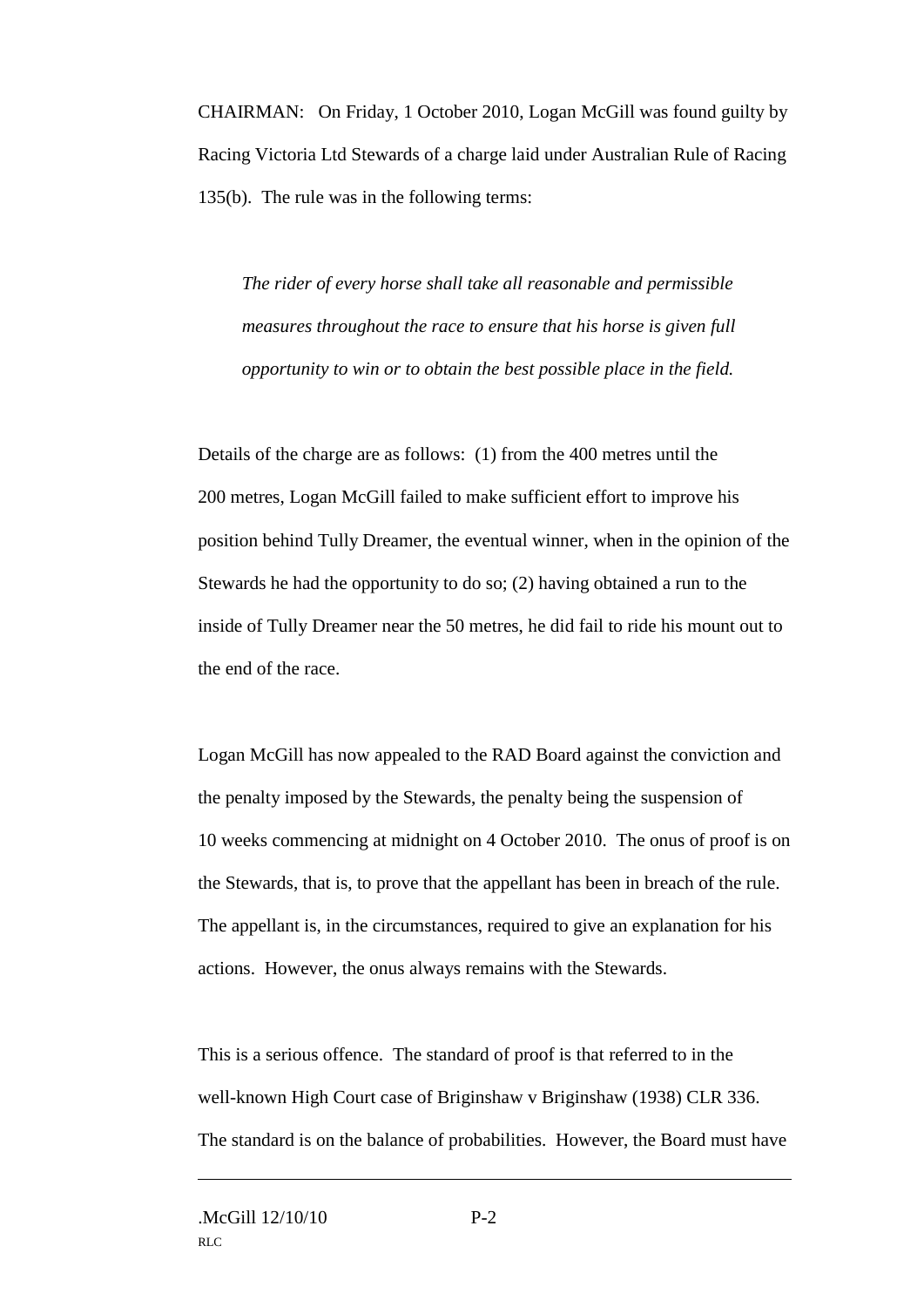CHAIRMAN: On Friday, 1 October 2010, Logan McGill was found guilty by Racing Victoria Ltd Stewards of a charge laid under Australian Rule of Racing 135(b). The rule was in the following terms:

> *The rider of every horse shall take all reasonable and permissible measures throughout the race to ensure that his horse is given full opportunity to win or to obtain the best possible place in the field.*

Details of the charge are as follows: (1) from the 400 metres until the 200 metres, Logan McGill failed to make sufficient effort to improve his position behind Tully Dreamer, the eventual winner, when in the opinion of the Stewards he had the opportunity to do so; (2) having obtained a run to the inside of Tully Dreamer near the 50 metres, he did fail to ride his mount out to the end of the race.

Logan McGill has now appealed to the RAD Board against the conviction and the penalty imposed by the Stewards, the penalty being the suspension of 10 weeks commencing at midnight on 4 October 2010. The onus of proof is on the Stewards, that is, to prove that the appellant has been in breach of the rule. The appellant is, in the circumstances, required to give an explanation for his actions. However, the onus always remains with the Stewards.

This is a serious offence. The standard of proof is that referred to in the well-known High Court case of Briginshaw v Briginshaw (1938) CLR 336. The standard is on the balance of probabilities. However, the Board must have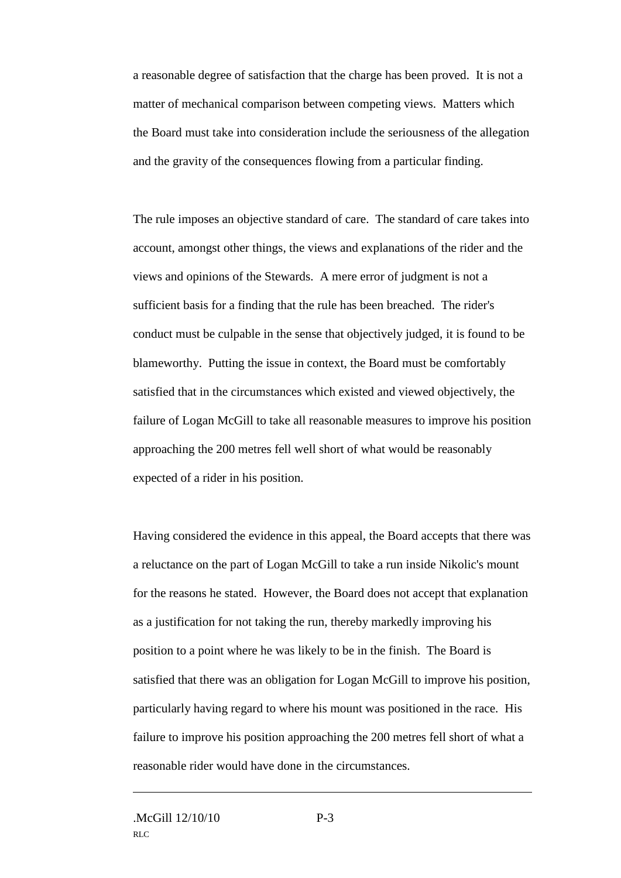a reasonable degree of satisfaction that the charge has been proved. It is not a matter of mechanical comparison between competing views. Matters which the Board must take into consideration include the seriousness of the allegation and the gravity of the consequences flowing from a particular finding.

The rule imposes an objective standard of care. The standard of care takes into account, amongst other things, the views and explanations of the rider and the views and opinions of the Stewards. A mere error of judgment is not a sufficient basis for a finding that the rule has been breached. The rider's conduct must be culpable in the sense that objectively judged, it is found to be blameworthy. Putting the issue in context, the Board must be comfortably satisfied that in the circumstances which existed and viewed objectively, the failure of Logan McGill to take all reasonable measures to improve his position approaching the 200 metres fell well short of what would be reasonably expected of a rider in his position.

Having considered the evidence in this appeal, the Board accepts that there was a reluctance on the part of Logan McGill to take a run inside Nikolic's mount for the reasons he stated. However, the Board does not accept that explanation as a justification for not taking the run, thereby markedly improving his position to a point where he was likely to be in the finish. The Board is satisfied that there was an obligation for Logan McGill to improve his position, particularly having regard to where his mount was positioned in the race. His failure to improve his position approaching the 200 metres fell short of what a reasonable rider would have done in the circumstances.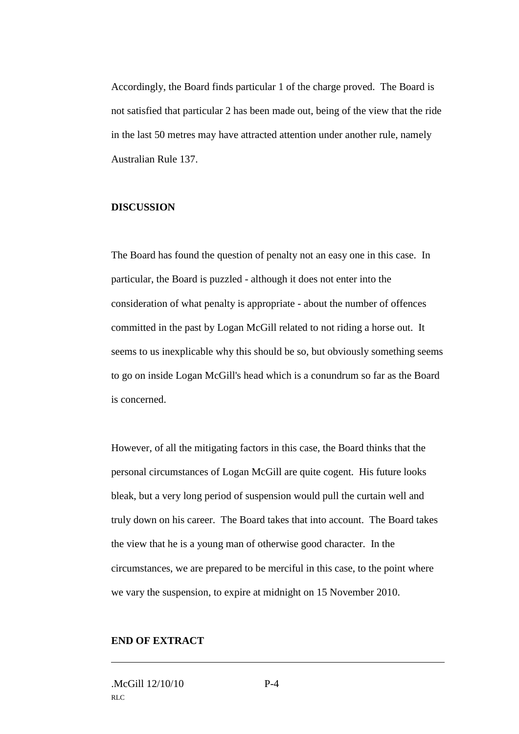Accordingly, the Board finds particular 1 of the charge proved. The Board is not satisfied that particular 2 has been made out, being of the view that the ride in the last 50 metres may have attracted attention under another rule, namely Australian Rule 137.

**DISCUSSION**

The Board has found the question of penalty not an easy one in this case. In particular, the Board is puzzled - although it does not enter into the consideration of what penalty is appropriate - about the number of offences committed in the past by Logan McGill related to not riding a horse out. It seems to us inexplicable why this should be so, but obviously something seems to go on inside Logan McGill's head which is a conundrum so far as the Board is concerned.

However, of all the mitigating factors in this case, the Board thinks that the personal circumstances of Logan McGill are quite cogent. His future looks bleak, but a very long period of suspension would pull the curtain well and truly down on his career. The Board takes that into account. The Board takes the view that he is a young man of otherwise good character. In the circumstances, we are prepared to be merciful in this case, to the point where we vary the suspension, to expire at midnight on 15 November 2010.

**END OF EXTRACT**